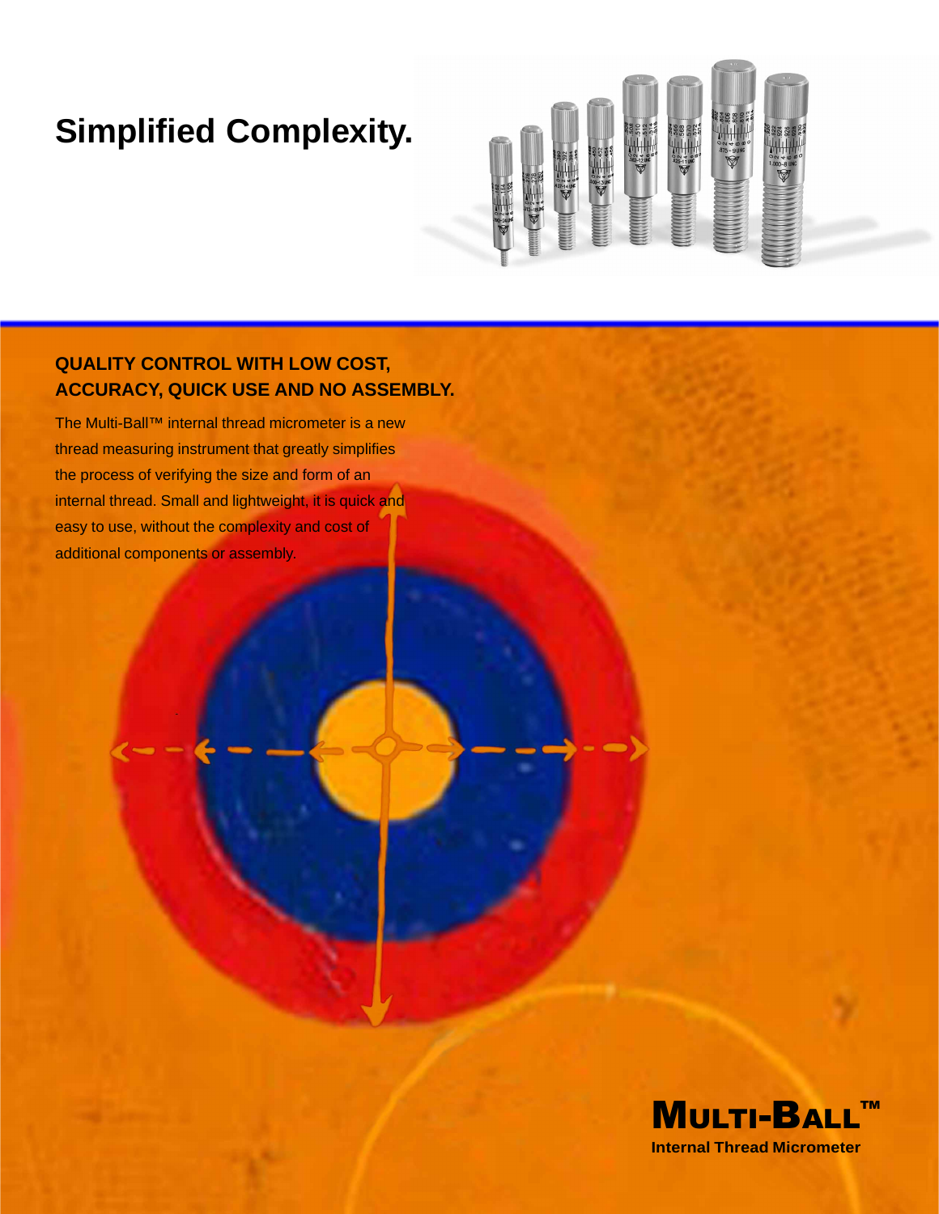# Simplified Complexity.

## QUALITY CONTROL WITH LOW COST, ACCURACY, QUICK USE AND NO ASSEMBLY.

The Multi-Ball™ internal thread micrometer is a new thread measuring instrument that greatly simplifies the process of verifying the size and form of an internal thread. Small and lightweight, it is quick and easy to use, without the complexity and cost of additional components or assembly.

**MULTI-BALL™**

**Internal Thread Micrometer**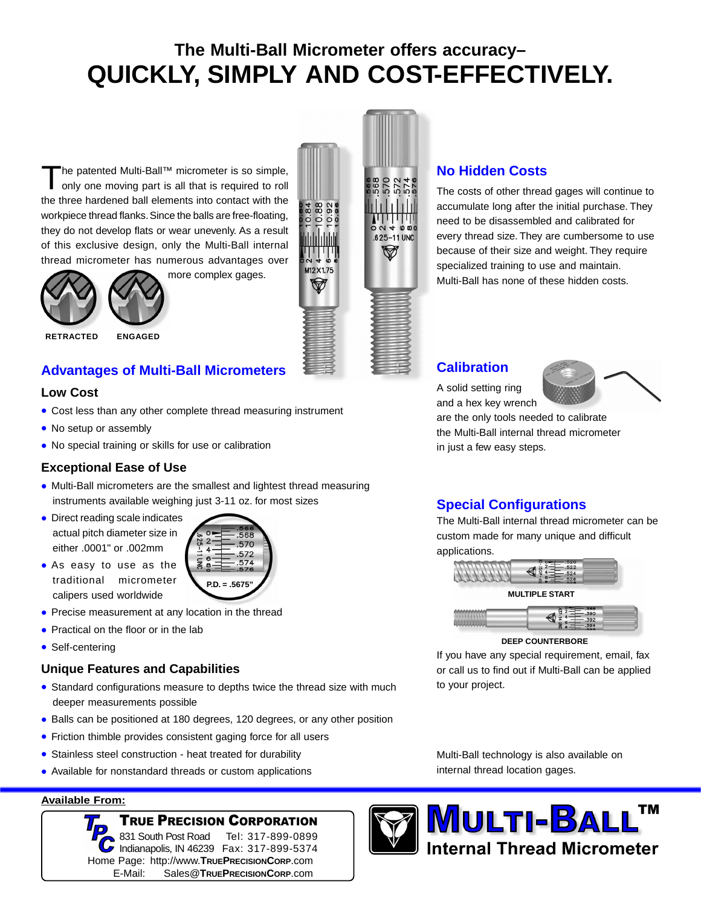## The Multi-Ball Micrometer offers accuracy–

# QUICKLY, SIMPLY AND COST-EFFECTIVELY.

The patented Multi-Ball™ micrometer is so simple, only one moving part is all that is required to roll the three hardened ball elements into contact with the workpiece thread flanks. Since the balls are free-floating, they do not develop flats or wear unevenly. As a result of this exclusive design, only the Multi-Ball internal thread micrometer has numerous advantages over more complex gages.

RETRACTED ENGAGED

## Advantages of Multi-Ball Micrometers

### Low Cost

- Cost less than any other complete thread measuring instrument
- No setup or assembly
- No special training or skills for use or calibration

### Exceptional Ease of Use

- Multi-Ball micrometers are the smallest and lightest thread measuring instruments available weighing just 3-11 oz. for most sizes
- Direct reading scale indicates actual pitch diameter size in either .0001" or .002mm
- As easy to use as the traditional micrometer calipers used worldwide
- Precise measurement at any location in the thread
- Practical on the floor or in the lab
- Self-centering

P.D. = .5675"

### Unique Features and Capabilities

- Standard configurations measure to depths twice the thread size with much deeper measurements possible
- Balls can be positioned at 180 degrees, 120 degrees, or any other position
- Friction thimble provides consistent gaging force for all users
- Stainless steel construction - heat treated for durability
- Available for nonstandard threads or custom applications

## No Hidden Costs

The costs of other thread gages will continue to accumulate long after the initial purchase. They need to be disassembled and calibrated for every thread size. They are cumbersome to use because of their size and weight. They require specialized training to use and maintain. Multi-Ball has none of these hidden costs.

## Calibration

A solid setting ring and a hex key wrench are the only tools needed to calibrate the Multi-Ball internal thread micrometer in just a few easy steps.

## Special Configurations

The Multi-Ball internal thread micrometer can be custom made for many unique and difficult applications.

MULTIPLE START

DEEP COUNTERBORE

If you have any special requirement, email, fax or call us to find out if Multi-Ball can be applied to your project.

Multi-Ball technology is also available on internal thread location gages.

**Available From:**

**TRUE PRECISION CORPORATION**
831 South Post Road Tel: 317-899-0899
Indianapolis, IN 46239 Fax: 317-899-5374
Home Page: http://www.TRUEPRECISIONCORP.com
E-Mail: Sales@TRUEPRECISIONCORP.com

**MULTI-BALL™**
**Internal Thread Micrometer**